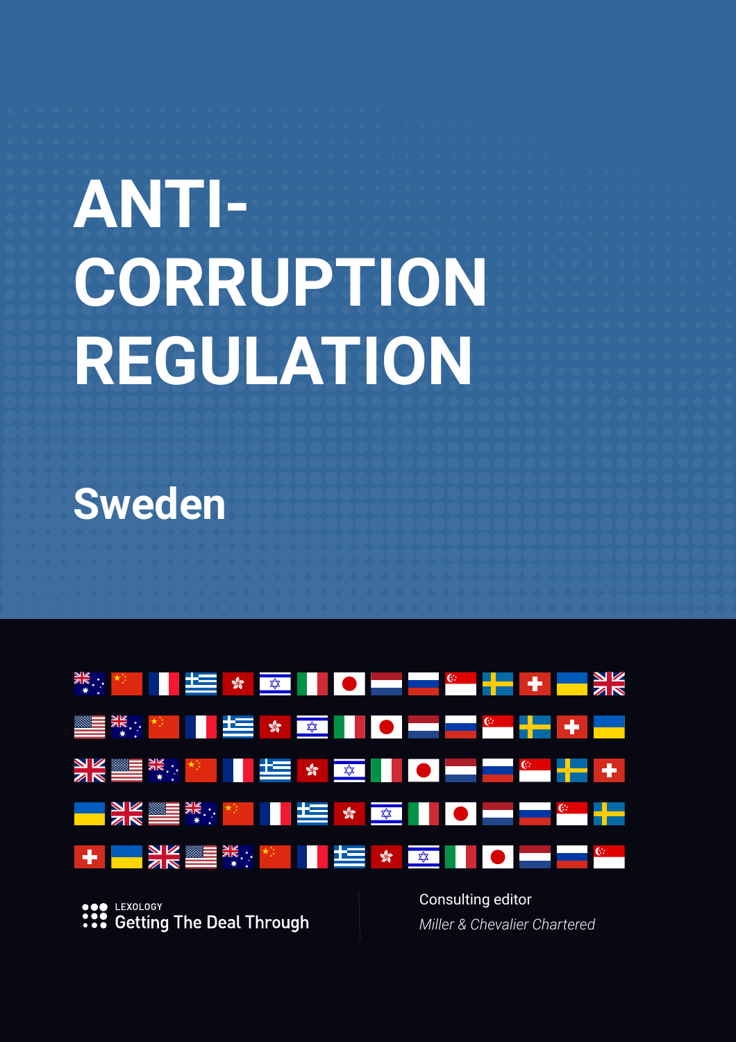# ANTI-CORRUPTION REGULATION

## Sweden

LEXOLOGY
Getting The Deal Through

Consulting editor

*Miller & Chevalier Chartered*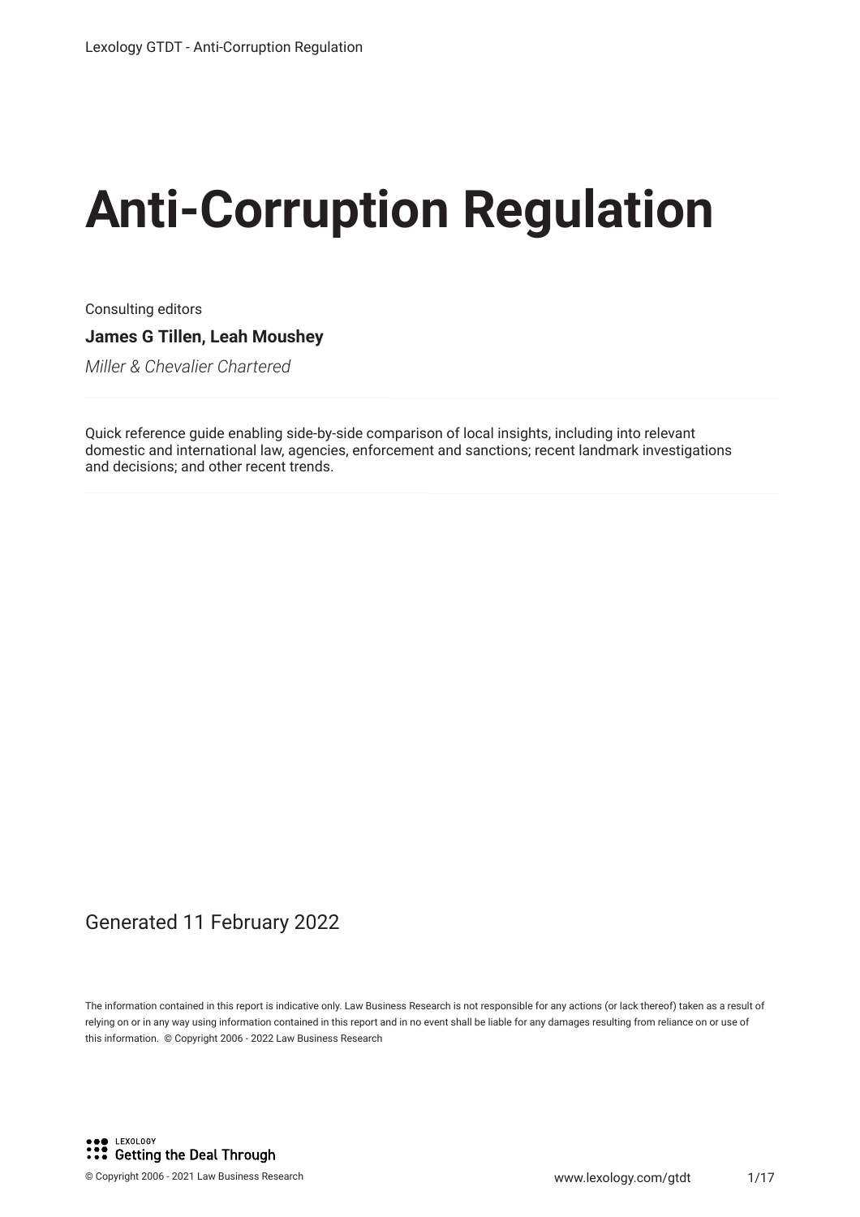# Anti-Corruption Regulation

Consulting editors

**James G Tillen, Leah Moushey**

*Miller & Chevalier Chartered*

Quick reference guide enabling side-by-side comparison of local insights, including into relevant domestic and international law, agencies, enforcement and sanctions; recent landmark investigations and decisions; and other recent trends.

Generated 11 February 2022

The information contained in this report is indicative only. Law Business Research is not responsible for any actions (or lack thereof) taken as a result of relying on or in any way using information contained in this report and in no event shall be liable for any damages resulting from reliance on or use of this information. © Copyright 2006 - 2022 Law Business Research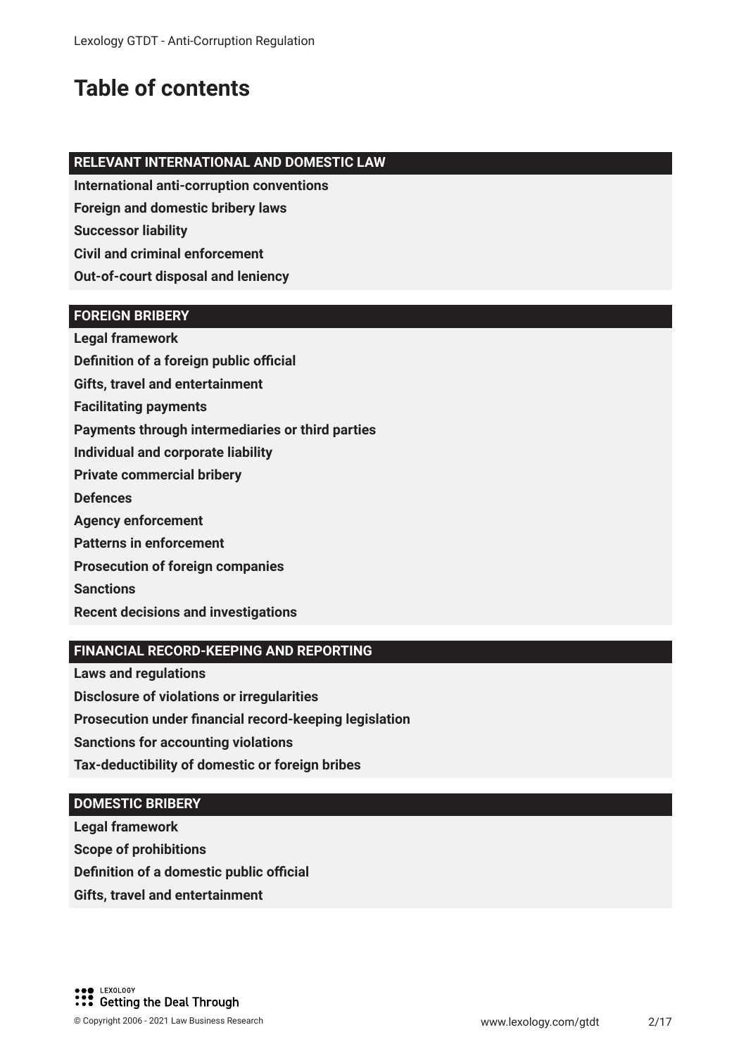# Table of contents

## RELEVANT INTERNATIONAL AND DOMESTIC LAW

**International anti-corruption conventions**

**Foreign and domestic bribery laws**

**Successor liability**

**Civil and criminal enforcement**

**Out-of-court disposal and leniency**

## FOREIGN BRIBERY

**Legal framework**

**Definition of a foreign public official**

**Gifts, travel and entertainment**

**Facilitating payments**

**Payments through intermediaries or third parties**

**Individual and corporate liability**

**Private commercial bribery**

**Defences**

**Agency enforcement**

**Patterns in enforcement**

**Prosecution of foreign companies**

**Sanctions**

**Recent decisions and investigations**

## FINANCIAL RECORD-KEEPING AND REPORTING

**Laws and regulations**

**Disclosure of violations or irregularities**

**Prosecution under financial record-keeping legislation**

**Sanctions for accounting violations**

**Tax-deductibility of domestic or foreign bribes**

## DOMESTIC BRIBERY

**Legal framework**

**Scope of prohibitions**

**Definition of a domestic public official**

**Gifts, travel and entertainment**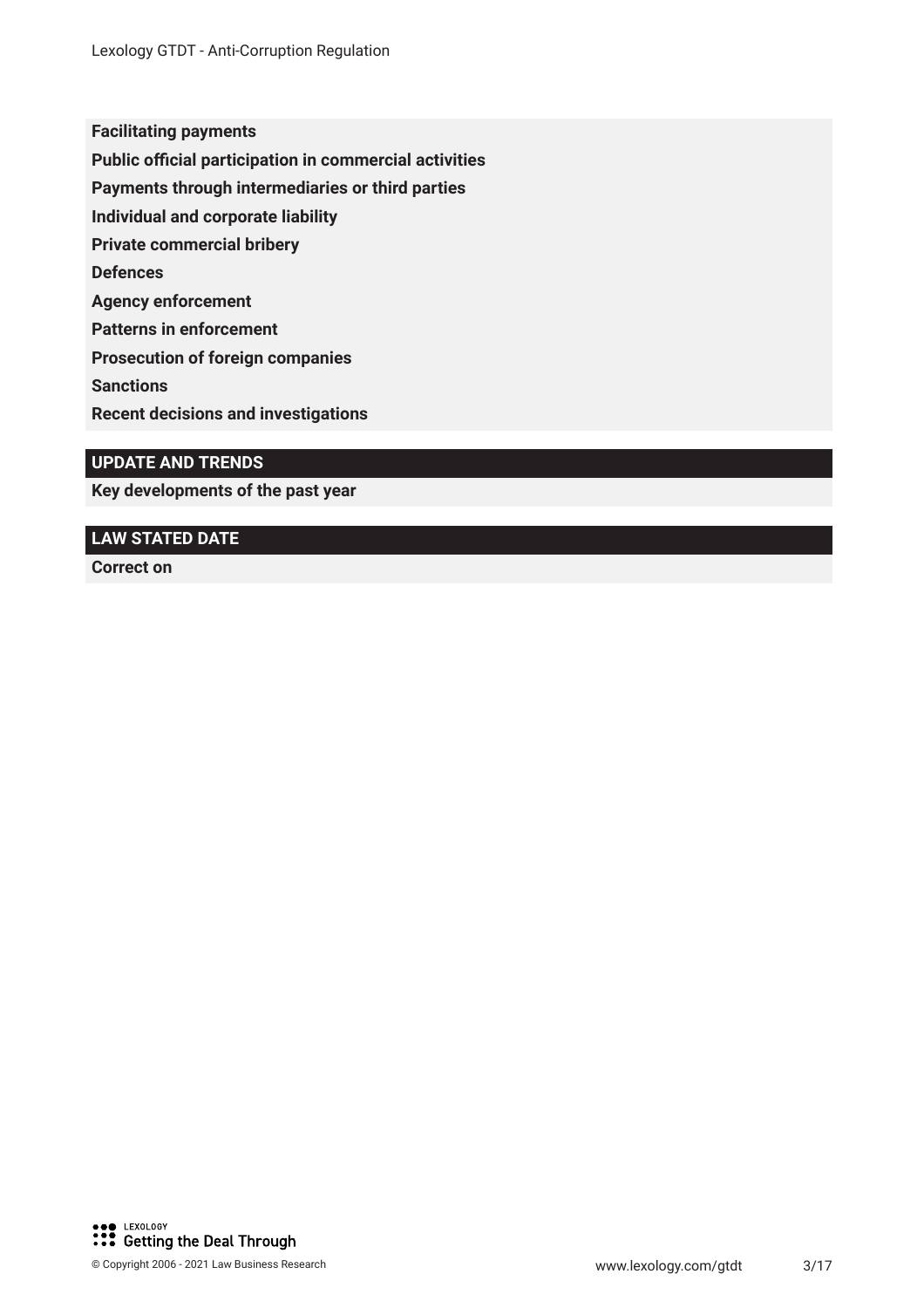**Facilitating payments**

**Public official participation in commercial activities**

**Payments through intermediaries or third parties**

**Individual and corporate liability**

**Private commercial bribery**

**Defences**

**Agency enforcement**

**Patterns in enforcement**

**Prosecution of foreign companies**

**Sanctions**

**Recent decisions and investigations**

## UPDATE AND TRENDS

**Key developments of the past year**

## LAW STATED DATE

**Correct on**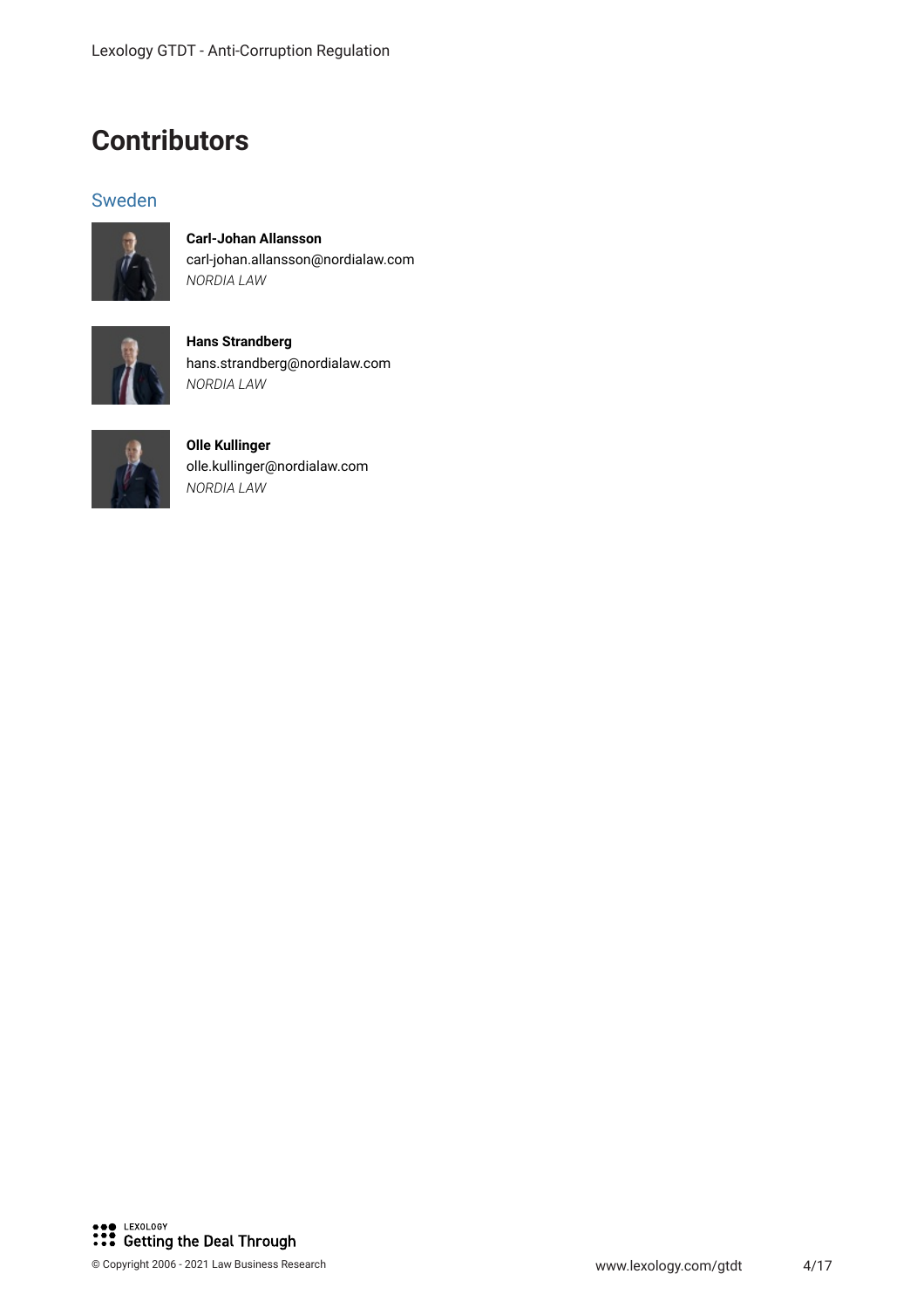# Contributors

## Sweden

**Carl-Johan Allansson**
carl-johan.allansson@nordialaw.com
*NORDIA LAW*

**Hans Strandberg**
hans.strandberg@nordialaw.com
*NORDIA LAW*

**Olle Kullinger**
olle.kullinger@nordialaw.com
*NORDIA LAW*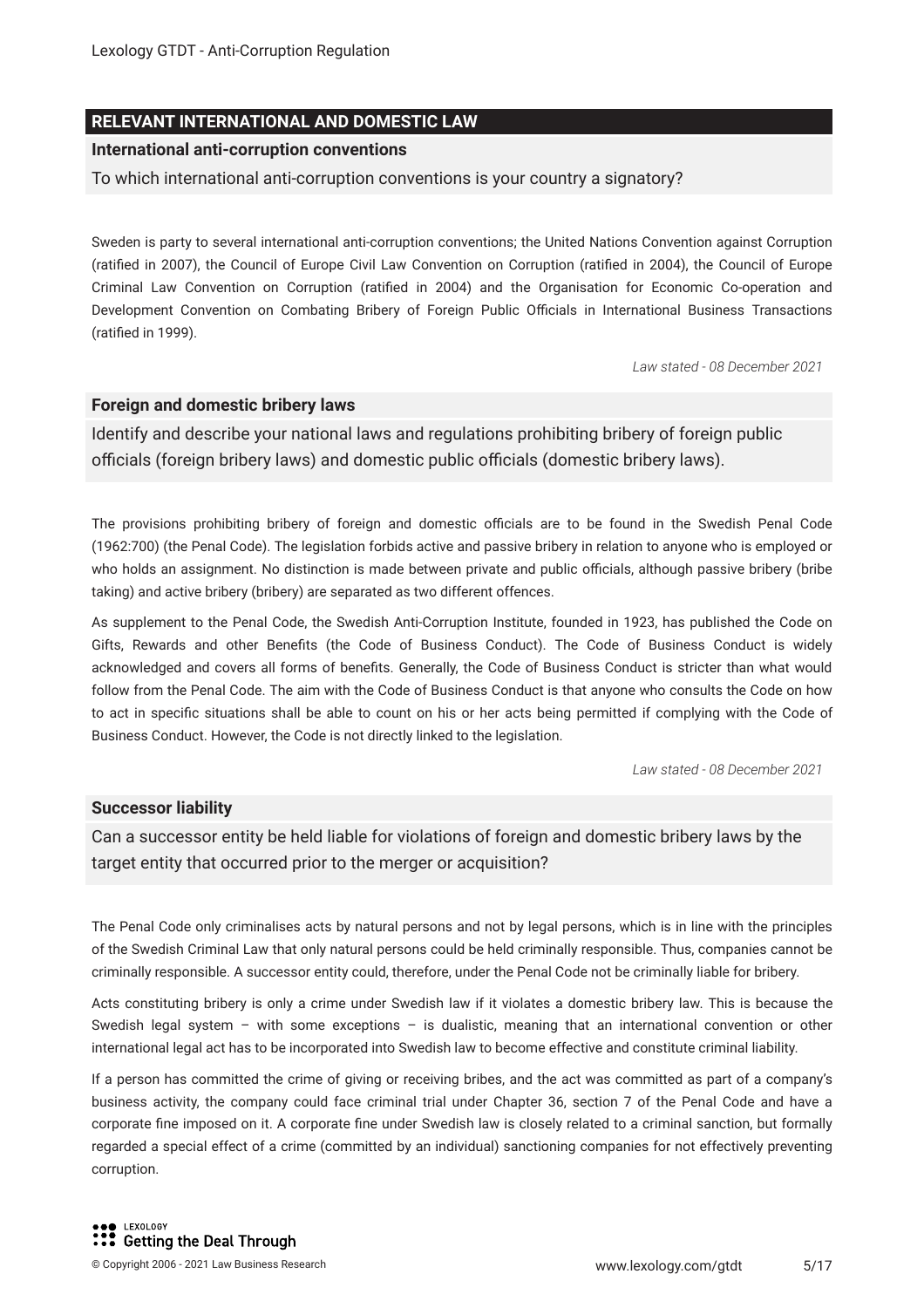## RELEVANT INTERNATIONAL AND DOMESTIC LAW

### International anti-corruption conventions

To which international anti-corruption conventions is your country a signatory?

Sweden is party to several international anti-corruption conventions; the United Nations Convention against Corruption (ratified in 2007), the Council of Europe Civil Law Convention on Corruption (ratified in 2004), the Council of Europe Criminal Law Convention on Corruption (ratified in 2004) and the Organisation for Economic Co-operation and Development Convention on Combating Bribery of Foreign Public Officials in International Business Transactions (ratified in 1999).

*Law stated - 08 December 2021*

### Foreign and domestic bribery laws

Identify and describe your national laws and regulations prohibiting bribery of foreign public officials (foreign bribery laws) and domestic public officials (domestic bribery laws).

The provisions prohibiting bribery of foreign and domestic officials are to be found in the Swedish Penal Code (1962:700) (the Penal Code). The legislation forbids active and passive bribery in relation to anyone who is employed or who holds an assignment. No distinction is made between private and public officials, although passive bribery (bribe taking) and active bribery (bribery) are separated as two different offences.

As supplement to the Penal Code, the Swedish Anti-Corruption Institute, founded in 1923, has published the Code on Gifts, Rewards and other Benefits (the Code of Business Conduct). The Code of Business Conduct is widely acknowledged and covers all forms of benefits. Generally, the Code of Business Conduct is stricter than what would follow from the Penal Code. The aim with the Code of Business Conduct is that anyone who consults the Code on how to act in specific situations shall be able to count on his or her acts being permitted if complying with the Code of Business Conduct. However, the Code is not directly linked to the legislation.

*Law stated - 08 December 2021*

### Successor liability

Can a successor entity be held liable for violations of foreign and domestic bribery laws by the target entity that occurred prior to the merger or acquisition?

The Penal Code only criminalises acts by natural persons and not by legal persons, which is in line with the principles of the Swedish Criminal Law that only natural persons could be held criminally responsible. Thus, companies cannot be criminally responsible. A successor entity could, therefore, under the Penal Code not be criminally liable for bribery.

Acts constituting bribery is only a crime under Swedish law if it violates a domestic bribery law. This is because the Swedish legal system – with some exceptions – is dualistic, meaning that an international convention or other international legal act has to be incorporated into Swedish law to become effective and constitute criminal liability.

If a person has committed the crime of giving or receiving bribes, and the act was committed as part of a company's business activity, the company could face criminal trial under Chapter 36, section 7 of the Penal Code and have a corporate fine imposed on it. A corporate fine under Swedish law is closely related to a criminal sanction, but formally regarded a special effect of a crime (committed by an individual) sanctioning companies for not effectively preventing corruption.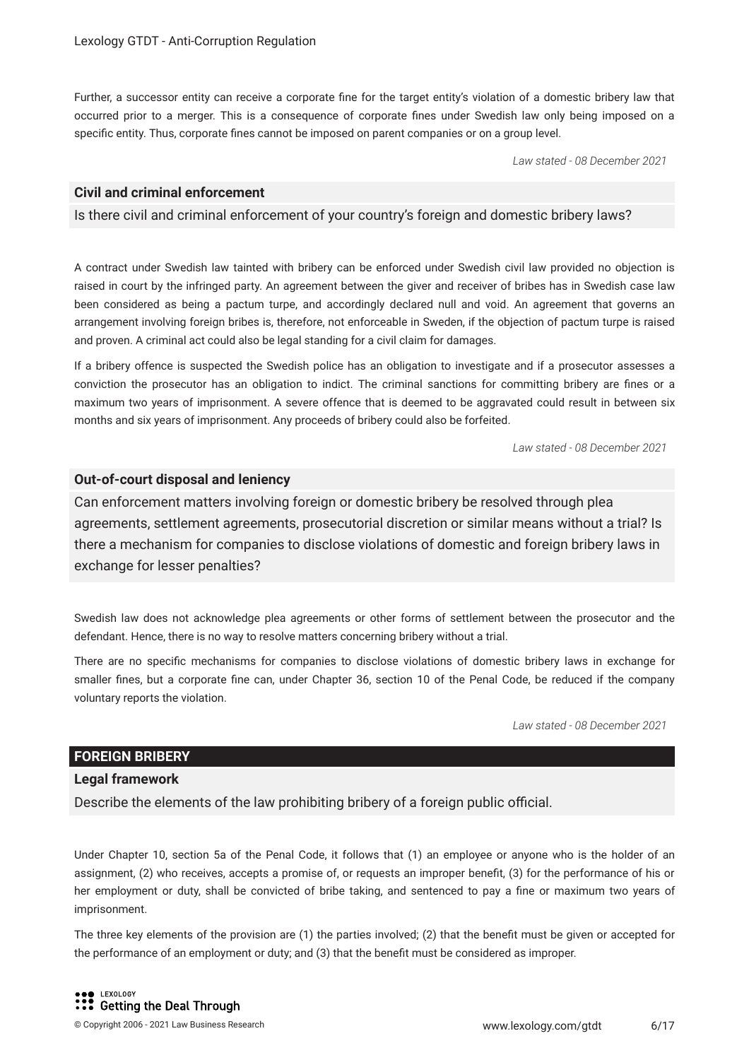Further, a successor entity can receive a corporate fine for the target entity's violation of a domestic bribery law that occurred prior to a merger. This is a consequence of corporate fines under Swedish law only being imposed on a specific entity. Thus, corporate fines cannot be imposed on parent companies or on a group level.

*Law stated - 08 December 2021*

### Civil and criminal enforcement

Is there civil and criminal enforcement of your country's foreign and domestic bribery laws?

A contract under Swedish law tainted with bribery can be enforced under Swedish civil law provided no objection is raised in court by the infringed party. An agreement between the giver and receiver of bribes has in Swedish case law been considered as being a pactum turpe, and accordingly declared null and void. An agreement that governs an arrangement involving foreign bribes is, therefore, not enforceable in Sweden, if the objection of pactum turpe is raised and proven. A criminal act could also be legal standing for a civil claim for damages.

If a bribery offence is suspected the Swedish police has an obligation to investigate and if a prosecutor assesses a conviction the prosecutor has an obligation to indict. The criminal sanctions for committing bribery are fines or a maximum two years of imprisonment. A severe offence that is deemed to be aggravated could result in between six months and six years of imprisonment. Any proceeds of bribery could also be forfeited.

*Law stated - 08 December 2021*

### Out-of-court disposal and leniency

Can enforcement matters involving foreign or domestic bribery be resolved through plea agreements, settlement agreements, prosecutorial discretion or similar means without a trial? Is there a mechanism for companies to disclose violations of domestic and foreign bribery laws in exchange for lesser penalties?

Swedish law does not acknowledge plea agreements or other forms of settlement between the prosecutor and the defendant. Hence, there is no way to resolve matters concerning bribery without a trial.

There are no specific mechanisms for companies to disclose violations of domestic bribery laws in exchange for smaller fines, but a corporate fine can, under Chapter 36, section 10 of the Penal Code, be reduced if the company voluntary reports the violation.

*Law stated - 08 December 2021*

## FOREIGN BRIBERY

### Legal framework

Describe the elements of the law prohibiting bribery of a foreign public official.

Under Chapter 10, section 5a of the Penal Code, it follows that (1) an employee or anyone who is the holder of an assignment, (2) who receives, accepts a promise of, or requests an improper benefit, (3) for the performance of his or her employment or duty, shall be convicted of bribe taking, and sentenced to pay a fine or maximum two years of imprisonment.

The three key elements of the provision are (1) the parties involved; (2) that the benefit must be given or accepted for the performance of an employment or duty; and (3) that the benefit must be considered as improper.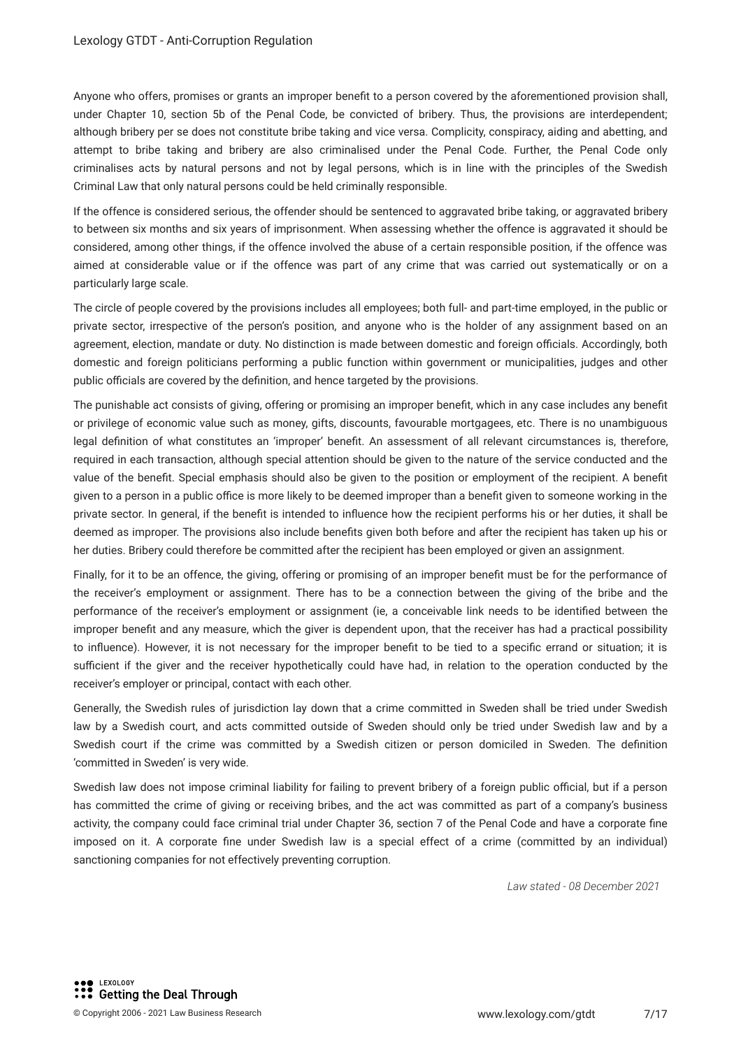Anyone who offers, promises or grants an improper benefit to a person covered by the aforementioned provision shall, under Chapter 10, section 5b of the Penal Code, be convicted of bribery. Thus, the provisions are interdependent; although bribery per se does not constitute bribe taking and vice versa. Complicity, conspiracy, aiding and abetting, and attempt to bribe taking and bribery are also criminalised under the Penal Code. Further, the Penal Code only criminalises acts by natural persons and not by legal persons, which is in line with the principles of the Swedish Criminal Law that only natural persons could be held criminally responsible.

If the offence is considered serious, the offender should be sentenced to aggravated bribe taking, or aggravated bribery to between six months and six years of imprisonment. When assessing whether the offence is aggravated it should be considered, among other things, if the offence involved the abuse of a certain responsible position, if the offence was aimed at considerable value or if the offence was part of any crime that was carried out systematically or on a particularly large scale.

The circle of people covered by the provisions includes all employees; both full- and part-time employed, in the public or private sector, irrespective of the person's position, and anyone who is the holder of any assignment based on an agreement, election, mandate or duty. No distinction is made between domestic and foreign officials. Accordingly, both domestic and foreign politicians performing a public function within government or municipalities, judges and other public officials are covered by the definition, and hence targeted by the provisions.

The punishable act consists of giving, offering or promising an improper benefit, which in any case includes any benefit or privilege of economic value such as money, gifts, discounts, favourable mortgagees, etc. There is no unambiguous legal definition of what constitutes an 'improper' benefit. An assessment of all relevant circumstances is, therefore, required in each transaction, although special attention should be given to the nature of the service conducted and the value of the benefit. Special emphasis should also be given to the position or employment of the recipient. A benefit given to a person in a public office is more likely to be deemed improper than a benefit given to someone working in the private sector. In general, if the benefit is intended to influence how the recipient performs his or her duties, it shall be deemed as improper. The provisions also include benefits given both before and after the recipient has taken up his or her duties. Bribery could therefore be committed after the recipient has been employed or given an assignment.

Finally, for it to be an offence, the giving, offering or promising of an improper benefit must be for the performance of the receiver's employment or assignment. There has to be a connection between the giving of the bribe and the performance of the receiver's employment or assignment (ie, a conceivable link needs to be identified between the improper benefit and any measure, which the giver is dependent upon, that the receiver has had a practical possibility to influence). However, it is not necessary for the improper benefit to be tied to a specific errand or situation; it is sufficient if the giver and the receiver hypothetically could have had, in relation to the operation conducted by the receiver's employer or principal, contact with each other.

Generally, the Swedish rules of jurisdiction lay down that a crime committed in Sweden shall be tried under Swedish law by a Swedish court, and acts committed outside of Sweden should only be tried under Swedish law and by a Swedish court if the crime was committed by a Swedish citizen or person domiciled in Sweden. The definition 'committed in Sweden' is very wide.

Swedish law does not impose criminal liability for failing to prevent bribery of a foreign public official, but if a person has committed the crime of giving or receiving bribes, and the act was committed as part of a company's business activity, the company could face criminal trial under Chapter 36, section 7 of the Penal Code and have a corporate fine imposed on it. A corporate fine under Swedish law is a special effect of a crime (committed by an individual) sanctioning companies for not effectively preventing corruption.

*Law stated - 08 December 2021*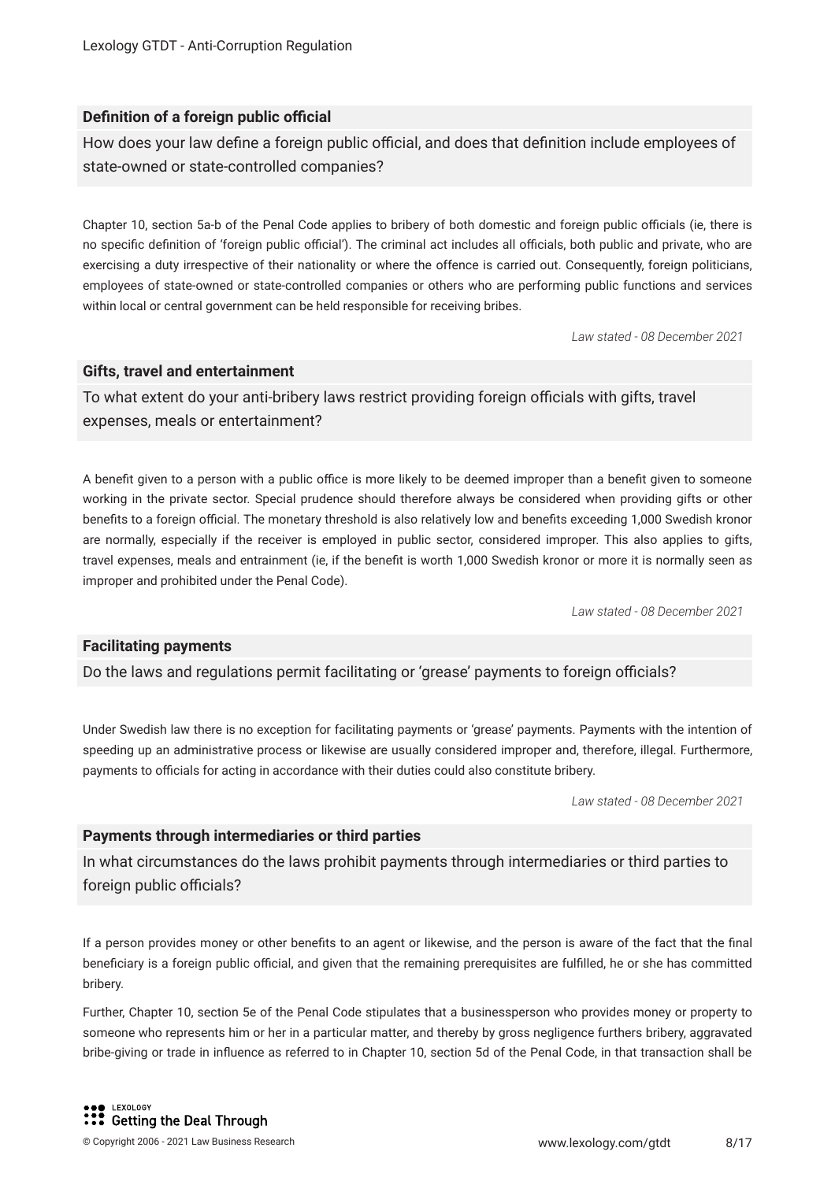### Definition of a foreign public official

How does your law define a foreign public official, and does that definition include employees of state-owned or state-controlled companies?

Chapter 10, section 5a-b of the Penal Code applies to bribery of both domestic and foreign public officials (ie, there is no specific definition of 'foreign public official'). The criminal act includes all officials, both public and private, who are exercising a duty irrespective of their nationality or where the offence is carried out. Consequently, foreign politicians, employees of state-owned or state-controlled companies or others who are performing public functions and services within local or central government can be held responsible for receiving bribes.

*Law stated - 08 December 2021*

### Gifts, travel and entertainment

To what extent do your anti-bribery laws restrict providing foreign officials with gifts, travel expenses, meals or entertainment?

A benefit given to a person with a public office is more likely to be deemed improper than a benefit given to someone working in the private sector. Special prudence should therefore always be considered when providing gifts or other benefits to a foreign official. The monetary threshold is also relatively low and benefits exceeding 1,000 Swedish kronor are normally, especially if the receiver is employed in public sector, considered improper. This also applies to gifts, travel expenses, meals and entrainment (ie, if the benefit is worth 1,000 Swedish kronor or more it is normally seen as improper and prohibited under the Penal Code).

*Law stated - 08 December 2021*

### Facilitating payments

Do the laws and regulations permit facilitating or 'grease' payments to foreign officials?

Under Swedish law there is no exception for facilitating payments or 'grease' payments. Payments with the intention of speeding up an administrative process or likewise are usually considered improper and, therefore, illegal. Furthermore, payments to officials for acting in accordance with their duties could also constitute bribery.

*Law stated - 08 December 2021*

### Payments through intermediaries or third parties

In what circumstances do the laws prohibit payments through intermediaries or third parties to foreign public officials?

If a person provides money or other benefits to an agent or likewise, and the person is aware of the fact that the final beneficiary is a foreign public official, and given that the remaining prerequisites are fulfilled, he or she has committed bribery.

Further, Chapter 10, section 5e of the Penal Code stipulates that a businessperson who provides money or property to someone who represents him or her in a particular matter, and thereby by gross negligence furthers bribery, aggravated bribe-giving or trade in influence as referred to in Chapter 10, section 5d of the Penal Code, in that transaction shall be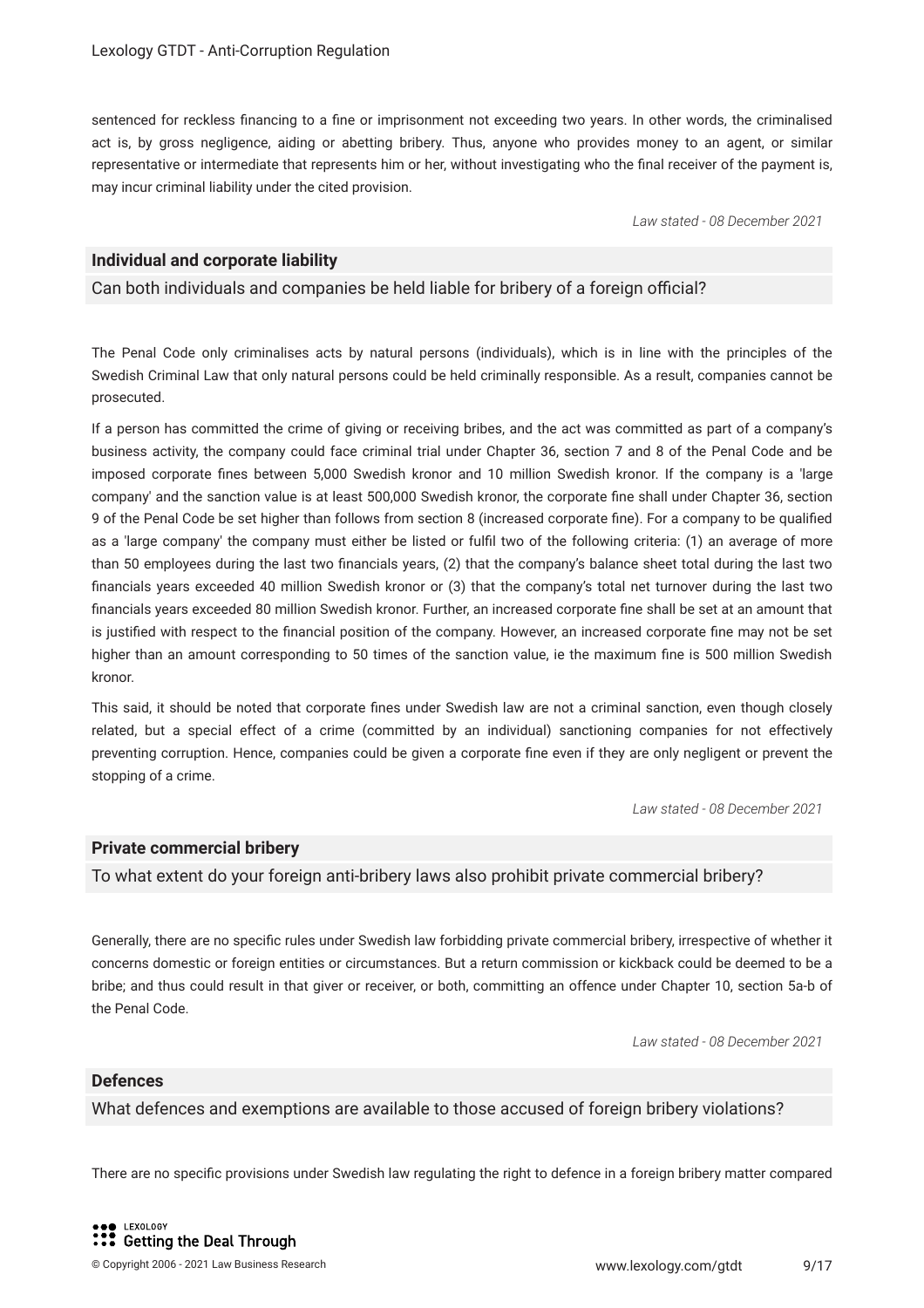sentenced for reckless financing to a fine or imprisonment not exceeding two years. In other words, the criminalised act is, by gross negligence, aiding or abetting bribery. Thus, anyone who provides money to an agent, or similar representative or intermediate that represents him or her, without investigating who the final receiver of the payment is, may incur criminal liability under the cited provision.

*Law stated - 08 December 2021*

**Individual and corporate liability**

Can both individuals and companies be held liable for bribery of a foreign official?

The Penal Code only criminalises acts by natural persons (individuals), which is in line with the principles of the Swedish Criminal Law that only natural persons could be held criminally responsible. As a result, companies cannot be prosecuted.

If a person has committed the crime of giving or receiving bribes, and the act was committed as part of a company's business activity, the company could face criminal trial under Chapter 36, section 7 and 8 of the Penal Code and be imposed corporate fines between 5,000 Swedish kronor and 10 million Swedish kronor. If the company is a 'large company' and the sanction value is at least 500,000 Swedish kronor, the corporate fine shall under Chapter 36, section 9 of the Penal Code be set higher than follows from section 8 (increased corporate fine). For a company to be qualified as a 'large company' the company must either be listed or fulfil two of the following criteria: (1) an average of more than 50 employees during the last two financials years, (2) that the company's balance sheet total during the last two financials years exceeded 40 million Swedish kronor or (3) that the company's total net turnover during the last two financials years exceeded 80 million Swedish kronor. Further, an increased corporate fine shall be set at an amount that is justified with respect to the financial position of the company. However, an increased corporate fine may not be set higher than an amount corresponding to 50 times of the sanction value, ie the maximum fine is 500 million Swedish kronor.

This said, it should be noted that corporate fines under Swedish law are not a criminal sanction, even though closely related, but a special effect of a crime (committed by an individual) sanctioning companies for not effectively preventing corruption. Hence, companies could be given a corporate fine even if they are only negligent or prevent the stopping of a crime.

*Law stated - 08 December 2021*

**Private commercial bribery**

To what extent do your foreign anti-bribery laws also prohibit private commercial bribery?

Generally, there are no specific rules under Swedish law forbidding private commercial bribery, irrespective of whether it concerns domestic or foreign entities or circumstances. But a return commission or kickback could be deemed to be a bribe; and thus could result in that giver or receiver, or both, committing an offence under Chapter 10, section 5a-b of the Penal Code.

*Law stated - 08 December 2021*

**Defences**

What defences and exemptions are available to those accused of foreign bribery violations?

There are no specific provisions under Swedish law regulating the right to defence in a foreign bribery matter compared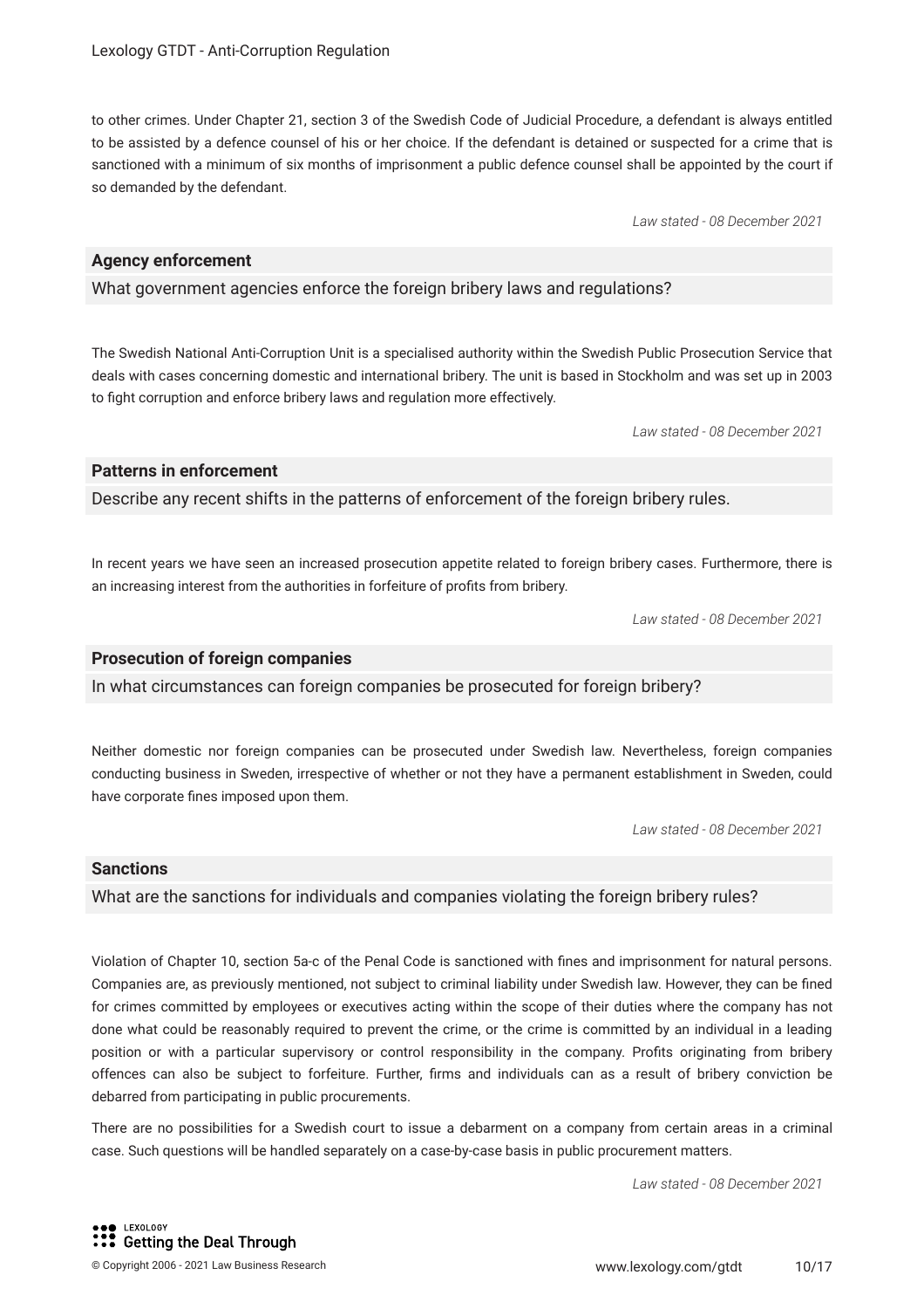to other crimes. Under Chapter 21, section 3 of the Swedish Code of Judicial Procedure, a defendant is always entitled to be assisted by a defence counsel of his or her choice. If the defendant is detained or suspected for a crime that is sanctioned with a minimum of six months of imprisonment a public defence counsel shall be appointed by the court if so demanded by the defendant.

*Law stated - 08 December 2021*

### Agency enforcement

What government agencies enforce the foreign bribery laws and regulations?

The Swedish National Anti-Corruption Unit is a specialised authority within the Swedish Public Prosecution Service that deals with cases concerning domestic and international bribery. The unit is based in Stockholm and was set up in 2003 to fight corruption and enforce bribery laws and regulation more effectively.

*Law stated - 08 December 2021*

### Patterns in enforcement

Describe any recent shifts in the patterns of enforcement of the foreign bribery rules.

In recent years we have seen an increased prosecution appetite related to foreign bribery cases. Furthermore, there is an increasing interest from the authorities in forfeiture of profits from bribery.

*Law stated - 08 December 2021*

### Prosecution of foreign companies

In what circumstances can foreign companies be prosecuted for foreign bribery?

Neither domestic nor foreign companies can be prosecuted under Swedish law. Nevertheless, foreign companies conducting business in Sweden, irrespective of whether or not they have a permanent establishment in Sweden, could have corporate fines imposed upon them.

*Law stated - 08 December 2021*

### Sanctions

What are the sanctions for individuals and companies violating the foreign bribery rules?

Violation of Chapter 10, section 5a-c of the Penal Code is sanctioned with fines and imprisonment for natural persons. Companies are, as previously mentioned, not subject to criminal liability under Swedish law. However, they can be fined for crimes committed by employees or executives acting within the scope of their duties where the company has not done what could be reasonably required to prevent the crime, or the crime is committed by an individual in a leading position or with a particular supervisory or control responsibility in the company. Profits originating from bribery offences can also be subject to forfeiture. Further, firms and individuals can as a result of bribery conviction be debarred from participating in public procurements.

There are no possibilities for a Swedish court to issue a debarment on a company from certain areas in a criminal case. Such questions will be handled separately on a case-by-case basis in public procurement matters.

*Law stated - 08 December 2021*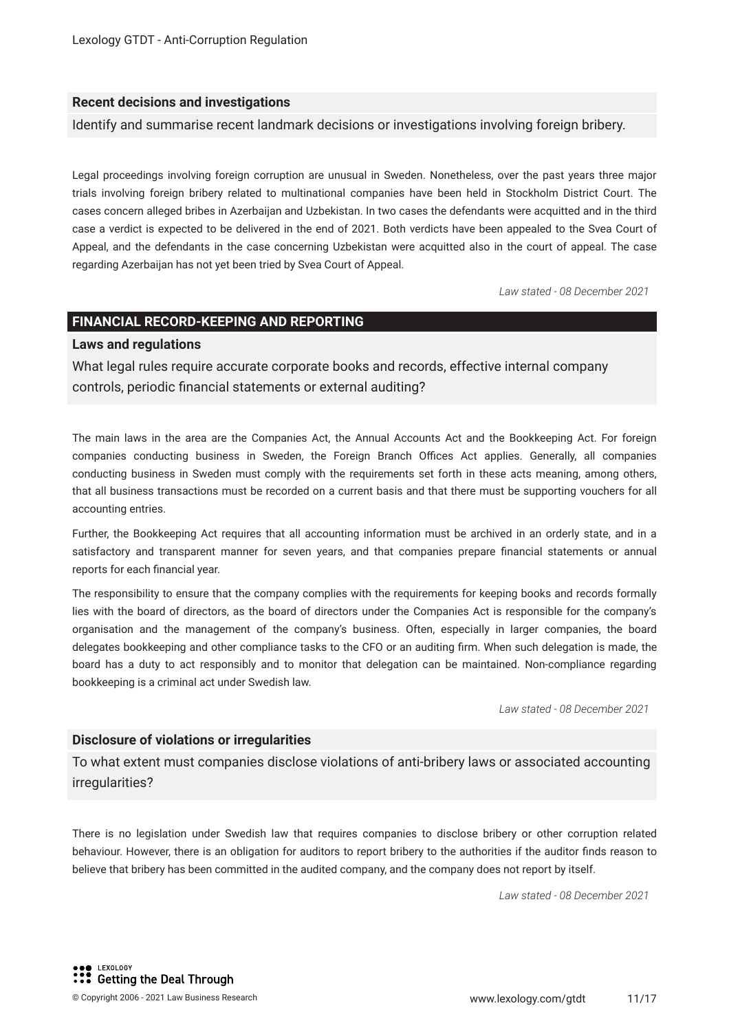### Recent decisions and investigations

Identify and summarise recent landmark decisions or investigations involving foreign bribery.

Legal proceedings involving foreign corruption are unusual in Sweden. Nonetheless, over the past years three major trials involving foreign bribery related to multinational companies have been held in Stockholm District Court. The cases concern alleged bribes in Azerbaijan and Uzbekistan. In two cases the defendants were acquitted and in the third case a verdict is expected to be delivered in the end of 2021. Both verdicts have been appealed to the Svea Court of Appeal, and the defendants in the case concerning Uzbekistan were acquitted also in the court of appeal. The case regarding Azerbaijan has not yet been tried by Svea Court of Appeal.

*Law stated - 08 December 2021*

## FINANCIAL RECORD-KEEPING AND REPORTING

### Laws and regulations

What legal rules require accurate corporate books and records, effective internal company controls, periodic financial statements or external auditing?

The main laws in the area are the Companies Act, the Annual Accounts Act and the Bookkeeping Act. For foreign companies conducting business in Sweden, the Foreign Branch Offices Act applies. Generally, all companies conducting business in Sweden must comply with the requirements set forth in these acts meaning, among others, that all business transactions must be recorded on a current basis and that there must be supporting vouchers for all accounting entries.

Further, the Bookkeeping Act requires that all accounting information must be archived in an orderly state, and in a satisfactory and transparent manner for seven years, and that companies prepare financial statements or annual reports for each financial year.

The responsibility to ensure that the company complies with the requirements for keeping books and records formally lies with the board of directors, as the board of directors under the Companies Act is responsible for the company's organisation and the management of the company's business. Often, especially in larger companies, the board delegates bookkeeping and other compliance tasks to the CFO or an auditing firm. When such delegation is made, the board has a duty to act responsibly and to monitor that delegation can be maintained. Non-compliance regarding bookkeeping is a criminal act under Swedish law.

*Law stated - 08 December 2021*

### Disclosure of violations or irregularities

To what extent must companies disclose violations of anti-bribery laws or associated accounting irregularities?

There is no legislation under Swedish law that requires companies to disclose bribery or other corruption related behaviour. However, there is an obligation for auditors to report bribery to the authorities if the auditor finds reason to believe that bribery has been committed in the audited company, and the company does not report by itself.

*Law stated - 08 December 2021*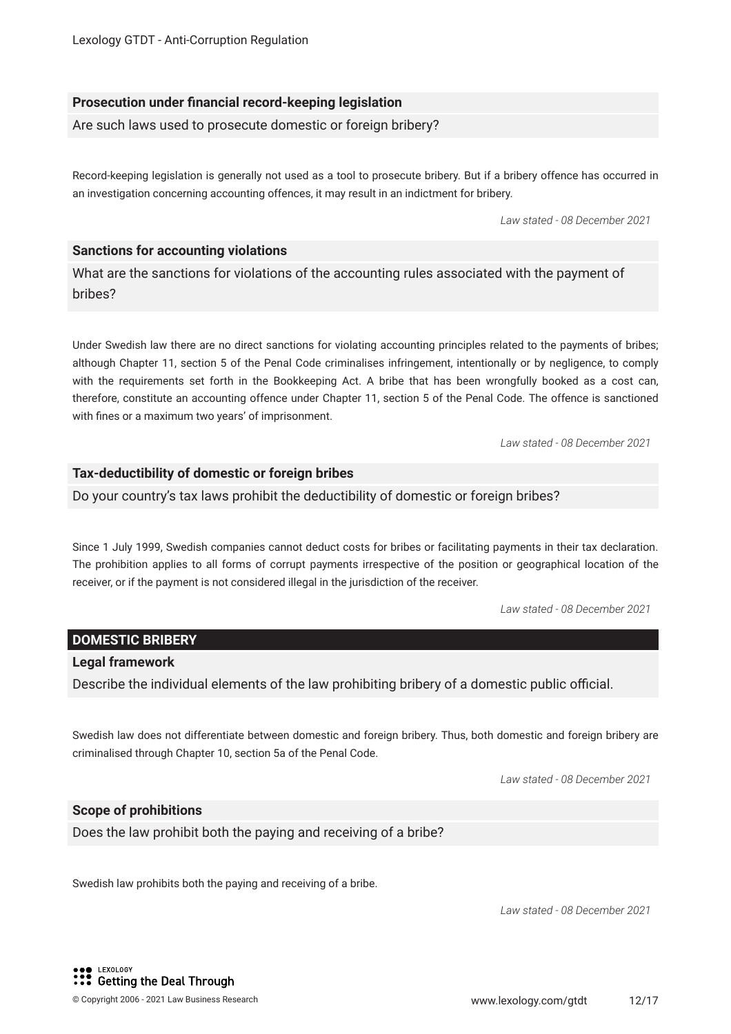### Prosecution under financial record-keeping legislation

Are such laws used to prosecute domestic or foreign bribery?

Record-keeping legislation is generally not used as a tool to prosecute bribery. But if a bribery offence has occurred in an investigation concerning accounting offences, it may result in an indictment for bribery.

*Law stated - 08 December 2021*

### Sanctions for accounting violations

What are the sanctions for violations of the accounting rules associated with the payment of bribes?

Under Swedish law there are no direct sanctions for violating accounting principles related to the payments of bribes; although Chapter 11, section 5 of the Penal Code criminalises infringement, intentionally or by negligence, to comply with the requirements set forth in the Bookkeeping Act. A bribe that has been wrongfully booked as a cost can, therefore, constitute an accounting offence under Chapter 11, section 5 of the Penal Code. The offence is sanctioned with fines or a maximum two years' of imprisonment.

*Law stated - 08 December 2021*

### Tax-deductibility of domestic or foreign bribes

Do your country's tax laws prohibit the deductibility of domestic or foreign bribes?

Since 1 July 1999, Swedish companies cannot deduct costs for bribes or facilitating payments in their tax declaration. The prohibition applies to all forms of corrupt payments irrespective of the position or geographical location of the receiver, or if the payment is not considered illegal in the jurisdiction of the receiver.

*Law stated - 08 December 2021*

## DOMESTIC BRIBERY

### Legal framework

Describe the individual elements of the law prohibiting bribery of a domestic public official.

Swedish law does not differentiate between domestic and foreign bribery. Thus, both domestic and foreign bribery are criminalised through Chapter 10, section 5a of the Penal Code.

*Law stated - 08 December 2021*

### Scope of prohibitions

Does the law prohibit both the paying and receiving of a bribe?

Swedish law prohibits both the paying and receiving of a bribe.

*Law stated - 08 December 2021*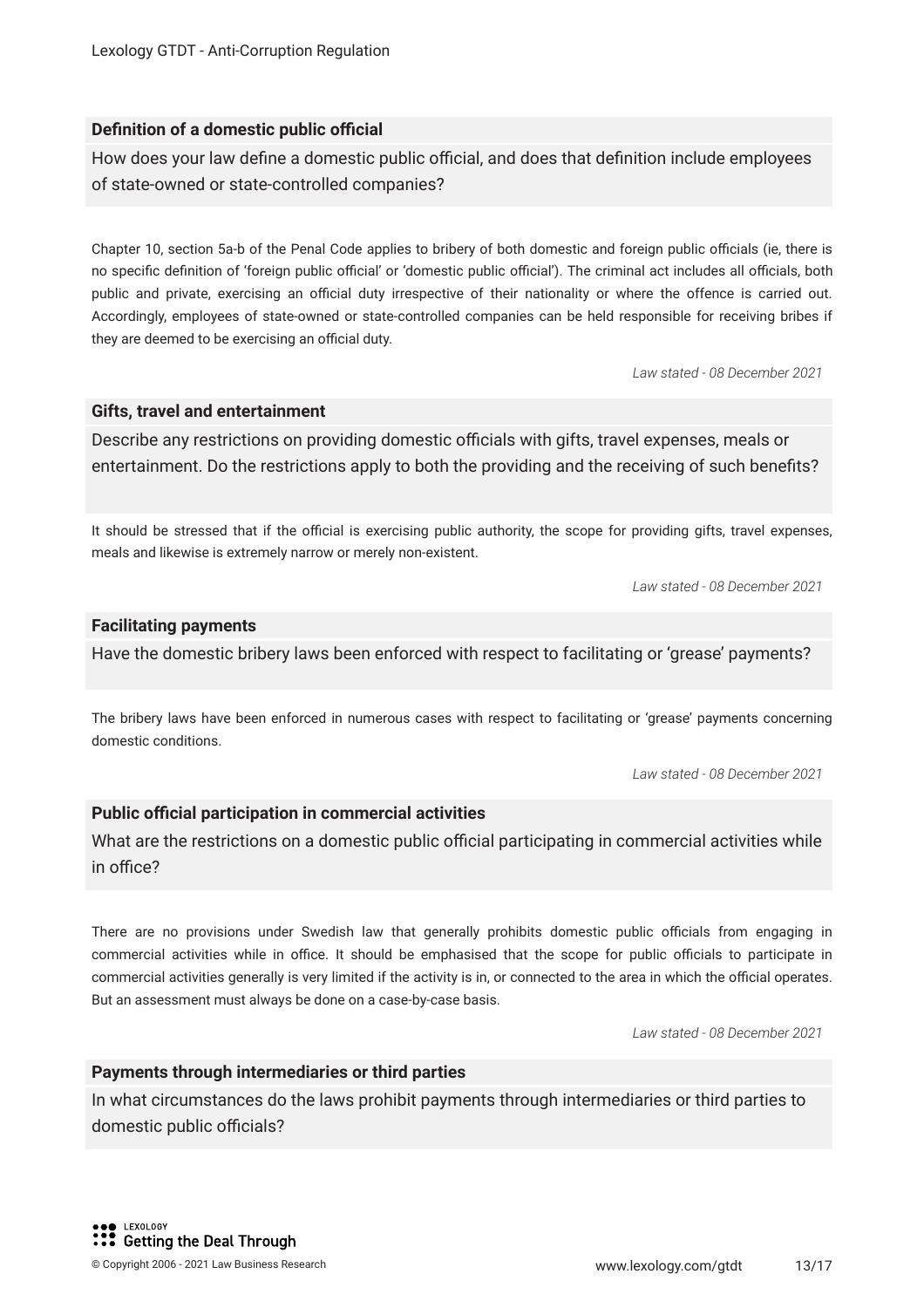### Definition of a domestic public official

How does your law define a domestic public official, and does that definition include employees of state-owned or state-controlled companies?

Chapter 10, section 5a-b of the Penal Code applies to bribery of both domestic and foreign public officials (ie, there is no specific definition of 'foreign public official' or 'domestic public official'). The criminal act includes all officials, both public and private, exercising an official duty irrespective of their nationality or where the offence is carried out. Accordingly, employees of state-owned or state-controlled companies can be held responsible for receiving bribes if they are deemed to be exercising an official duty.

*Law stated - 08 December 2021*

### Gifts, travel and entertainment

Describe any restrictions on providing domestic officials with gifts, travel expenses, meals or entertainment. Do the restrictions apply to both the providing and the receiving of such benefits?

It should be stressed that if the official is exercising public authority, the scope for providing gifts, travel expenses, meals and likewise is extremely narrow or merely non-existent.

*Law stated - 08 December 2021*

### Facilitating payments

Have the domestic bribery laws been enforced with respect to facilitating or 'grease' payments?

The bribery laws have been enforced in numerous cases with respect to facilitating or 'grease' payments concerning domestic conditions.

*Law stated - 08 December 2021*

### Public official participation in commercial activities

What are the restrictions on a domestic public official participating in commercial activities while in office?

There are no provisions under Swedish law that generally prohibits domestic public officials from engaging in commercial activities while in office. It should be emphasised that the scope for public officials to participate in commercial activities generally is very limited if the activity is in, or connected to the area in which the official operates. But an assessment must always be done on a case-by-case basis.

*Law stated - 08 December 2021*

### Payments through intermediaries or third parties

In what circumstances do the laws prohibit payments through intermediaries or third parties to domestic public officials?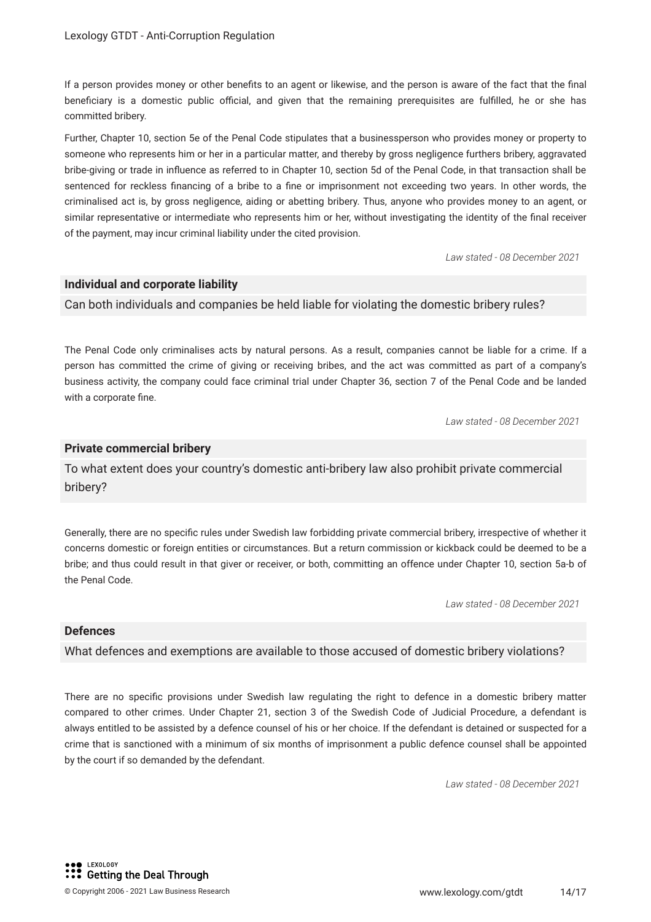If a person provides money or other benefits to an agent or likewise, and the person is aware of the fact that the final beneficiary is a domestic public official, and given that the remaining prerequisites are fulfilled, he or she has committed bribery.

Further, Chapter 10, section 5e of the Penal Code stipulates that a businessperson who provides money or property to someone who represents him or her in a particular matter, and thereby by gross negligence furthers bribery, aggravated bribe-giving or trade in influence as referred to in Chapter 10, section 5d of the Penal Code, in that transaction shall be sentenced for reckless financing of a bribe to a fine or imprisonment not exceeding two years. In other words, the criminalised act is, by gross negligence, aiding or abetting bribery. Thus, anyone who provides money to an agent, or similar representative or intermediate who represents him or her, without investigating the identity of the final receiver of the payment, may incur criminal liability under the cited provision.

*Law stated - 08 December 2021*

### Individual and corporate liability

Can both individuals and companies be held liable for violating the domestic bribery rules?

The Penal Code only criminalises acts by natural persons. As a result, companies cannot be liable for a crime. If a person has committed the crime of giving or receiving bribes, and the act was committed as part of a company's business activity, the company could face criminal trial under Chapter 36, section 7 of the Penal Code and be landed with a corporate fine.

*Law stated - 08 December 2021*

### Private commercial bribery

To what extent does your country's domestic anti-bribery law also prohibit private commercial bribery?

Generally, there are no specific rules under Swedish law forbidding private commercial bribery, irrespective of whether it concerns domestic or foreign entities or circumstances. But a return commission or kickback could be deemed to be a bribe; and thus could result in that giver or receiver, or both, committing an offence under Chapter 10, section 5a-b of the Penal Code.

*Law stated - 08 December 2021*

### Defences

What defences and exemptions are available to those accused of domestic bribery violations?

There are no specific provisions under Swedish law regulating the right to defence in a domestic bribery matter compared to other crimes. Under Chapter 21, section 3 of the Swedish Code of Judicial Procedure, a defendant is always entitled to be assisted by a defence counsel of his or her choice. If the defendant is detained or suspected for a crime that is sanctioned with a minimum of six months of imprisonment a public defence counsel shall be appointed by the court if so demanded by the defendant.

*Law stated - 08 December 2021*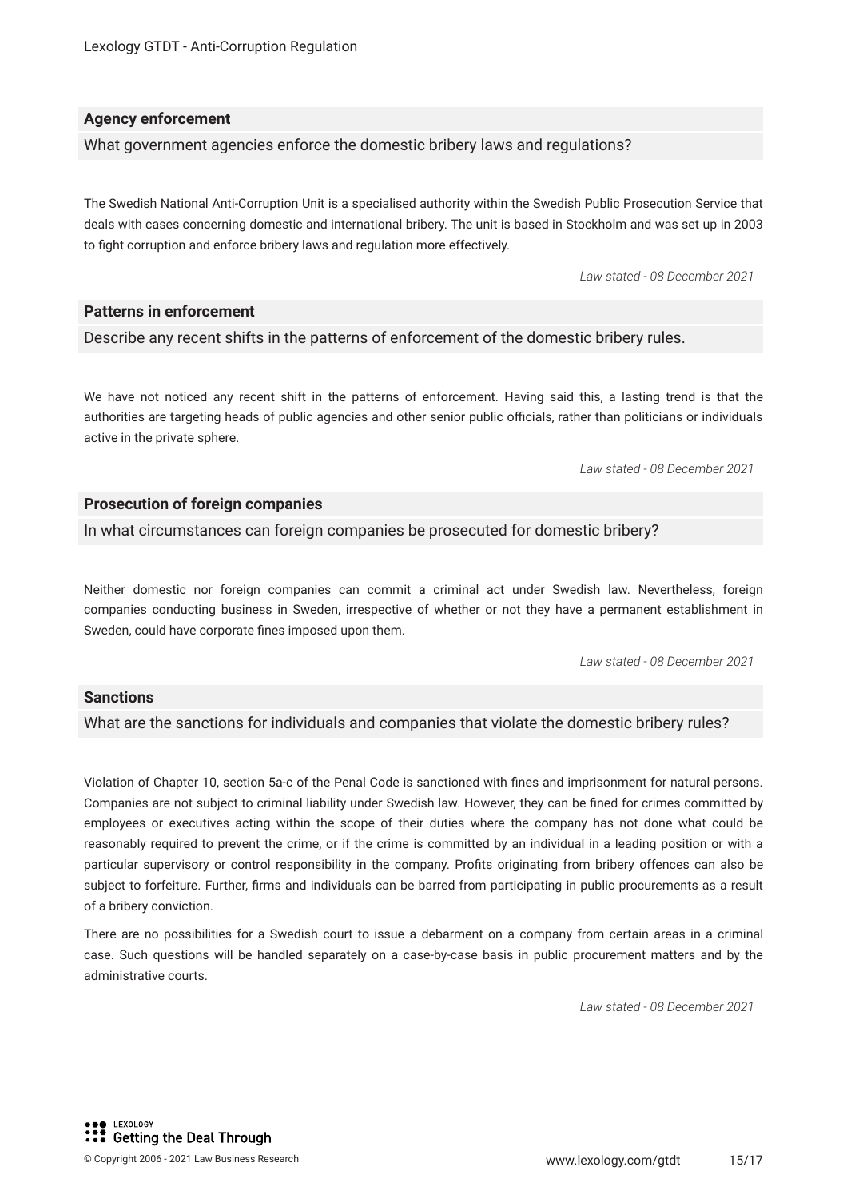### Agency enforcement

What government agencies enforce the domestic bribery laws and regulations?

The Swedish National Anti-Corruption Unit is a specialised authority within the Swedish Public Prosecution Service that deals with cases concerning domestic and international bribery. The unit is based in Stockholm and was set up in 2003 to fight corruption and enforce bribery laws and regulation more effectively.

*Law stated - 08 December 2021*

### Patterns in enforcement

Describe any recent shifts in the patterns of enforcement of the domestic bribery rules.

We have not noticed any recent shift in the patterns of enforcement. Having said this, a lasting trend is that the authorities are targeting heads of public agencies and other senior public officials, rather than politicians or individuals active in the private sphere.

*Law stated - 08 December 2021*

### Prosecution of foreign companies

In what circumstances can foreign companies be prosecuted for domestic bribery?

Neither domestic nor foreign companies can commit a criminal act under Swedish law. Nevertheless, foreign companies conducting business in Sweden, irrespective of whether or not they have a permanent establishment in Sweden, could have corporate fines imposed upon them.

*Law stated - 08 December 2021*

### Sanctions

What are the sanctions for individuals and companies that violate the domestic bribery rules?

Violation of Chapter 10, section 5a-c of the Penal Code is sanctioned with fines and imprisonment for natural persons. Companies are not subject to criminal liability under Swedish law. However, they can be fined for crimes committed by employees or executives acting within the scope of their duties where the company has not done what could be reasonably required to prevent the crime, or if the crime is committed by an individual in a leading position or with a particular supervisory or control responsibility in the company. Profits originating from bribery offences can also be subject to forfeiture. Further, firms and individuals can be barred from participating in public procurements as a result of a bribery conviction.

There are no possibilities for a Swedish court to issue a debarment on a company from certain areas in a criminal case. Such questions will be handled separately on a case-by-case basis in public procurement matters and by the administrative courts.

*Law stated - 08 December 2021*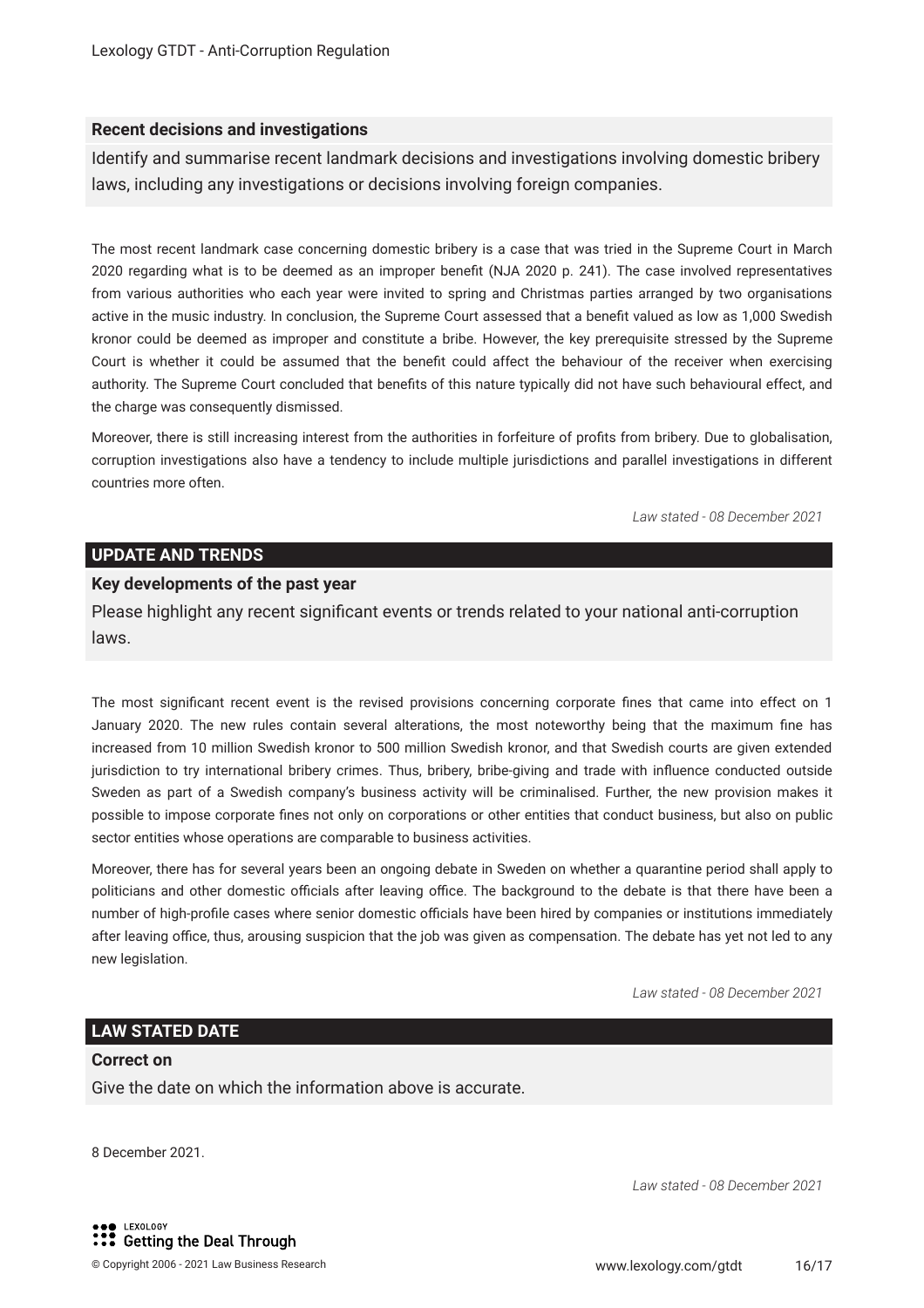### Recent decisions and investigations

Identify and summarise recent landmark decisions and investigations involving domestic bribery laws, including any investigations or decisions involving foreign companies.

The most recent landmark case concerning domestic bribery is a case that was tried in the Supreme Court in March 2020 regarding what is to be deemed as an improper benefit (NJA 2020 p. 241). The case involved representatives from various authorities who each year were invited to spring and Christmas parties arranged by two organisations active in the music industry. In conclusion, the Supreme Court assessed that a benefit valued as low as 1,000 Swedish kronor could be deemed as improper and constitute a bribe. However, the key prerequisite stressed by the Supreme Court is whether it could be assumed that the benefit could affect the behaviour of the receiver when exercising authority. The Supreme Court concluded that benefits of this nature typically did not have such behavioural effect, and the charge was consequently dismissed.

Moreover, there is still increasing interest from the authorities in forfeiture of profits from bribery. Due to globalisation, corruption investigations also have a tendency to include multiple jurisdictions and parallel investigations in different countries more often.

*Law stated - 08 December 2021*

## UPDATE AND TRENDS

### Key developments of the past year

Please highlight any recent significant events or trends related to your national anti-corruption laws.

The most significant recent event is the revised provisions concerning corporate fines that came into effect on 1 January 2020. The new rules contain several alterations, the most noteworthy being that the maximum fine has increased from 10 million Swedish kronor to 500 million Swedish kronor, and that Swedish courts are given extended jurisdiction to try international bribery crimes. Thus, bribery, bribe-giving and trade with influence conducted outside Sweden as part of a Swedish company's business activity will be criminalised. Further, the new provision makes it possible to impose corporate fines not only on corporations or other entities that conduct business, but also on public sector entities whose operations are comparable to business activities.

Moreover, there has for several years been an ongoing debate in Sweden on whether a quarantine period shall apply to politicians and other domestic officials after leaving office. The background to the debate is that there have been a number of high-profile cases where senior domestic officials have been hired by companies or institutions immediately after leaving office, thus, arousing suspicion that the job was given as compensation. The debate has yet not led to any new legislation.

*Law stated - 08 December 2021*

## LAW STATED DATE

### Correct on

Give the date on which the information above is accurate.

8 December 2021.

*Law stated - 08 December 2021*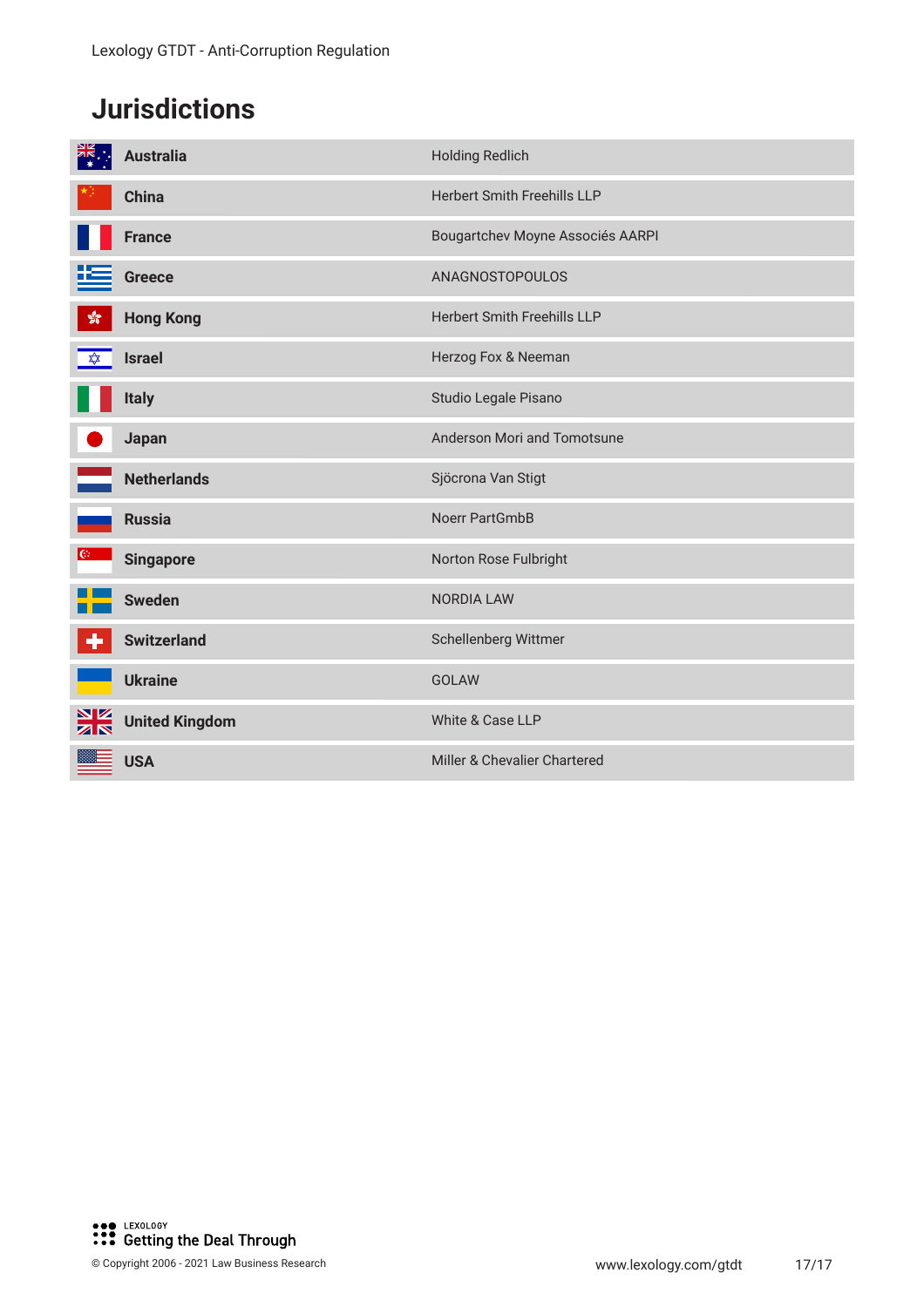# Jurisdictions

| | |
|---|---|
| **Australia** | Holding Redlich |
| **China** | Herbert Smith Freehills LLP |
| **France** | Bougartchev Moyne Associés AARPI |
| **Greece** | ANAGNOSTOPOULOS |
| **Hong Kong** | Herbert Smith Freehills LLP |
| **Israel** | Herzog Fox & Neeman |
| **Italy** | Studio Legale Pisano |
| **Japan** | Anderson Mori and Tomotsune |
| **Netherlands** | Sjöcrona Van Stigt |
| **Russia** | Noerr PartGmbB |
| **Singapore** | Norton Rose Fulbright |
| **Sweden** | NORDIA LAW |
| **Switzerland** | Schellenberg Wittmer |
| **Ukraine** | GOLAW |
| **United Kingdom** | White & Case LLP |
| **USA** | Miller & Chevalier Chartered |